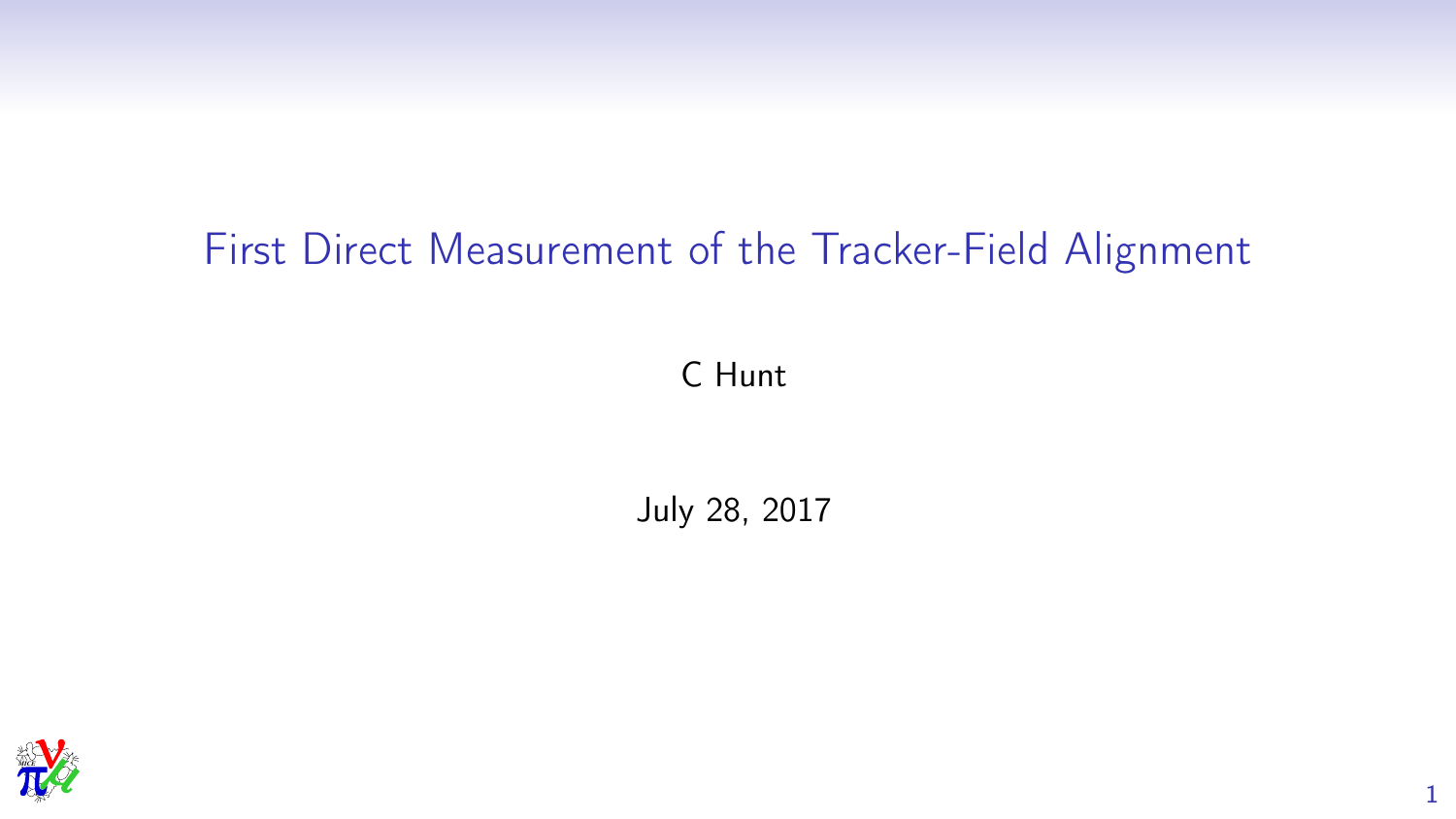# First Direct Measurement of the Tracker-Field Alignment

C Hunt

July 28, 2017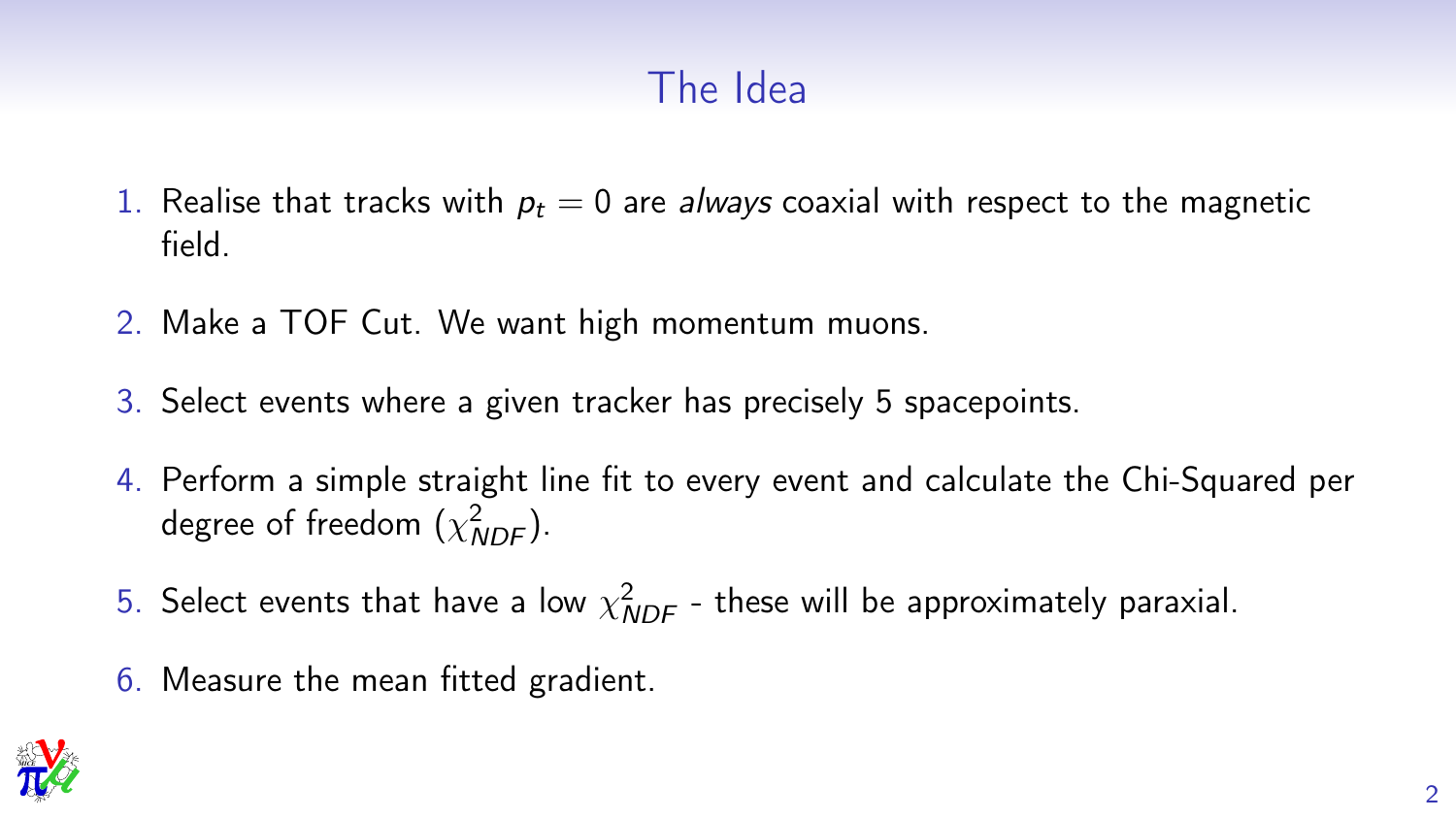# The Idea

1. Realise that tracks with $p_t = 0$ are *always* coaxial with respect to the magnetic field.
2. Make a TOF Cut. We want high momentum muons.
3. Select events where a given tracker has precisely 5 spacepoints.
4. Perform a simple straight line fit to every event and calculate the Chi-Squared per degree of freedom ($\chi^2_{NDF}$).
5. Select events that have a low $\chi^2_{NDF}$ - these will be approximately paraxial.
6. Measure the mean fitted gradient.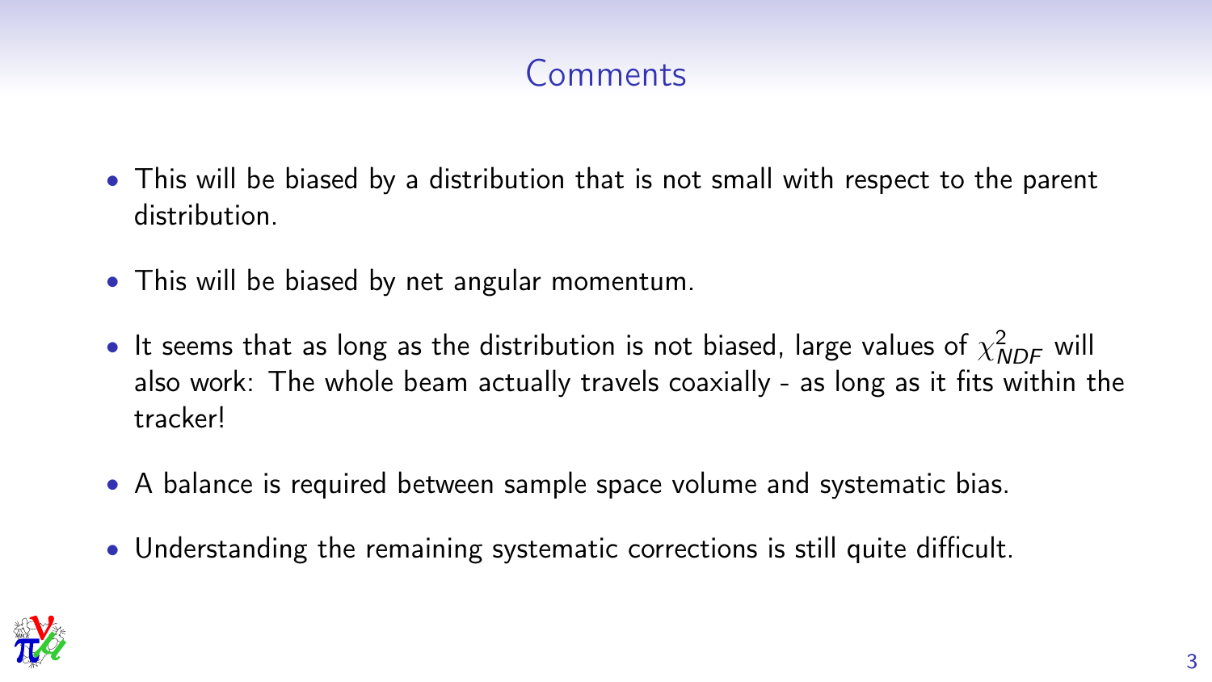# Comments

- This will be biased by a distribution that is not small with respect to the parent distribution.
- This will be biased by net angular momentum.
- It seems that as long as the distribution is not biased, large values of $\chi^2_{NDF}$ will also work: The whole beam actually travels coaxially - as long as it fits within the tracker!
- A balance is required between sample space volume and systematic bias.
- Understanding the remaining systematic corrections is still quite difficult.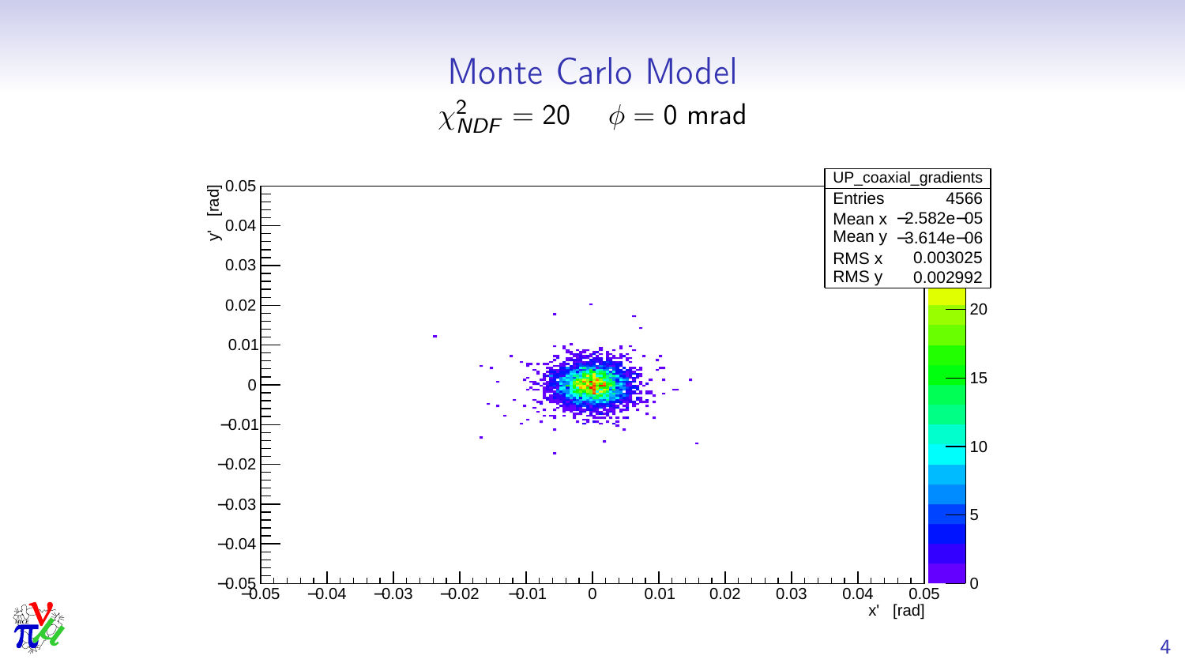# Monte Carlo Model

$\chi^2_{NDF} = 20 \quad \phi = 0$ mrad

| UP_coaxial_gradients | |
|---|---|
| Entries | 4566 |
| Mean x | −2.582e−05 |
| Mean y | −3.614e−06 |
| RMS x | 0.003025 |
| RMS y | 0.002992 |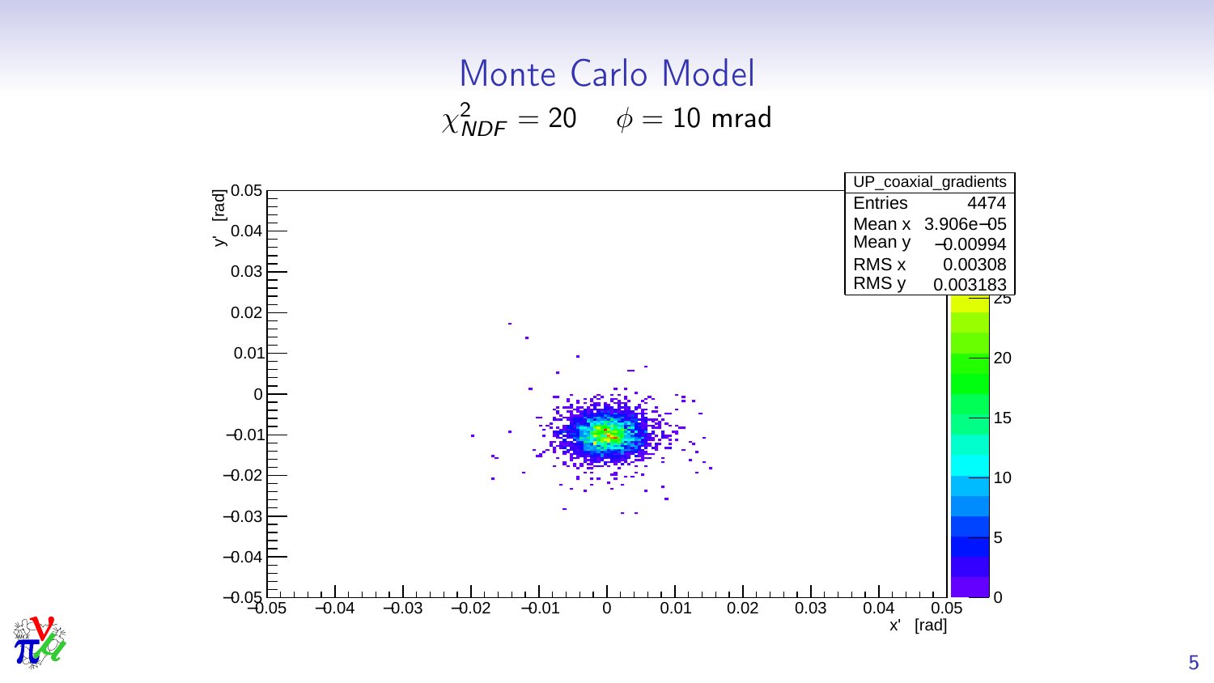# Monte Carlo Model

$\chi^2_{NDF} = 20 \quad \phi = 10$ mrad

| UP_coaxial_gradients | |
|---|---|
| Entries | 4474 |
| Mean x | 3.906e−05 |
| Mean y | −0.00994 |
| RMS x | 0.00308 |
| RMS y | 0.003183 |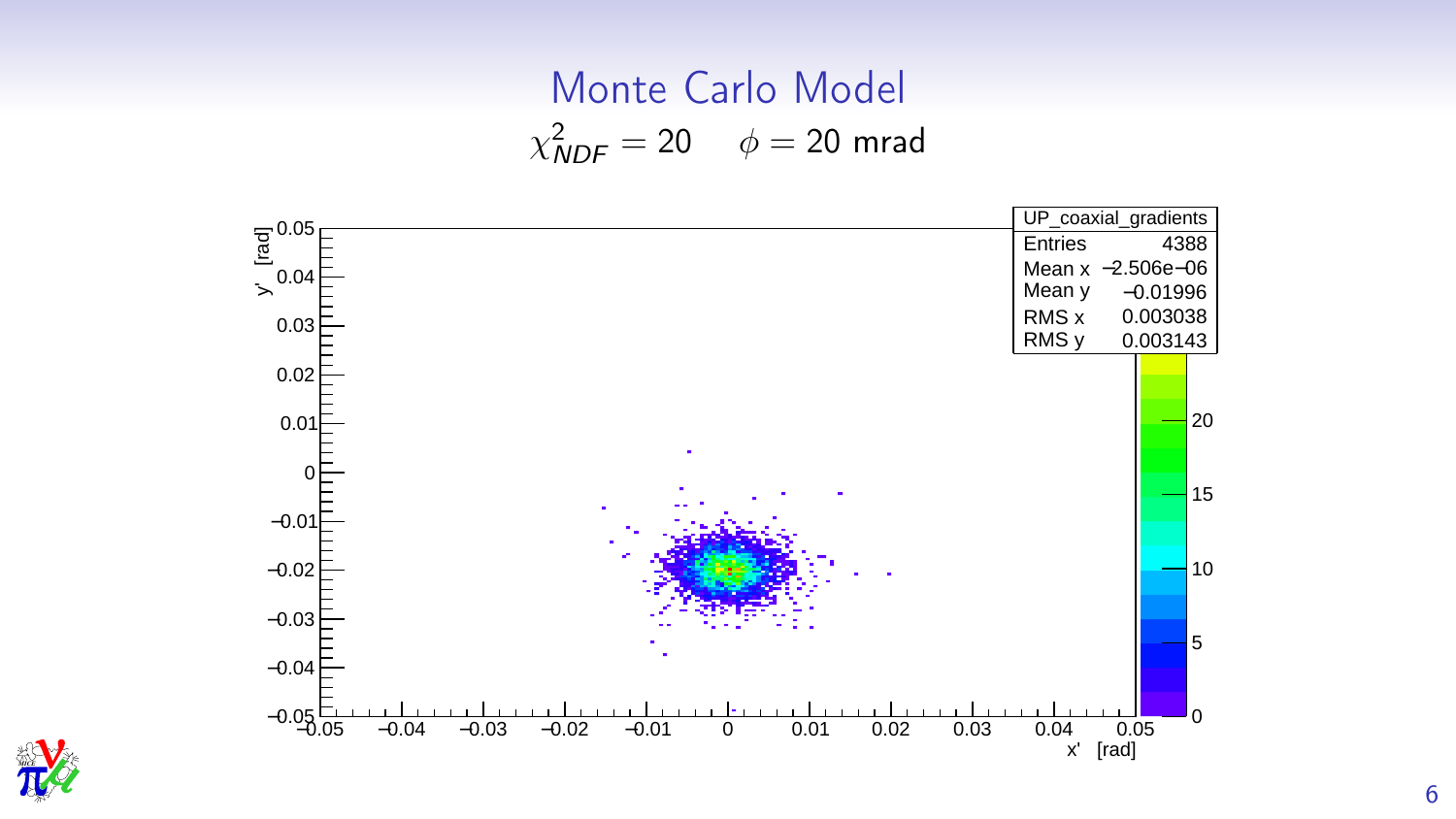# Monte Carlo Model

$\chi^2_{NDF} = 20 \quad \phi = 20$ mrad

| UP_coaxial_gradients | |
|---|---|
| Entries | 4388 |
| Mean x | −2.506e−06 |
| Mean y | −0.01996 |
| RMS x | 0.003038 |
| RMS y | 0.003143 |

x' [rad]

y' [rad]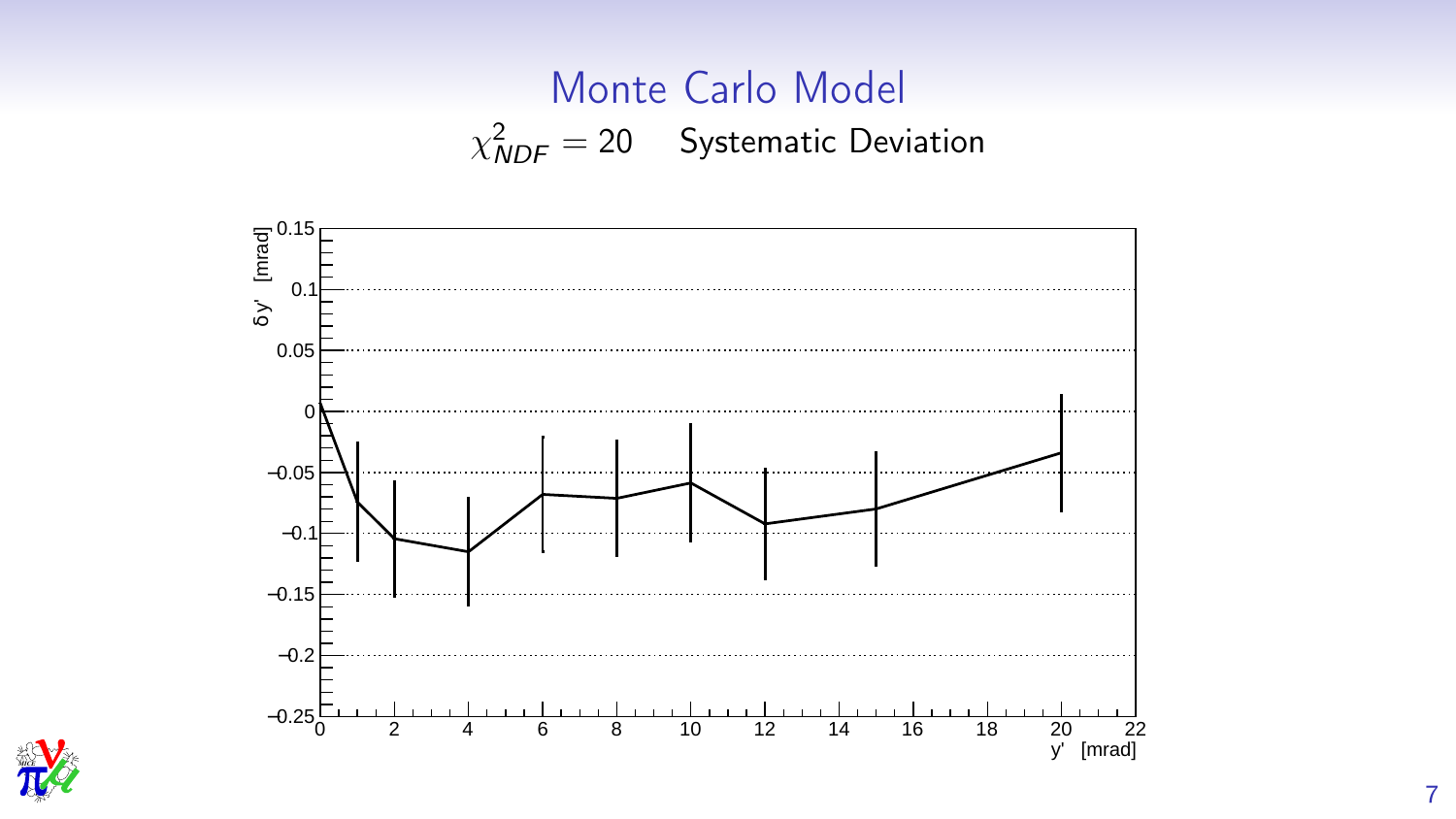# Monte Carlo Model

$\chi^2_{NDF} = 20$ Systematic Deviation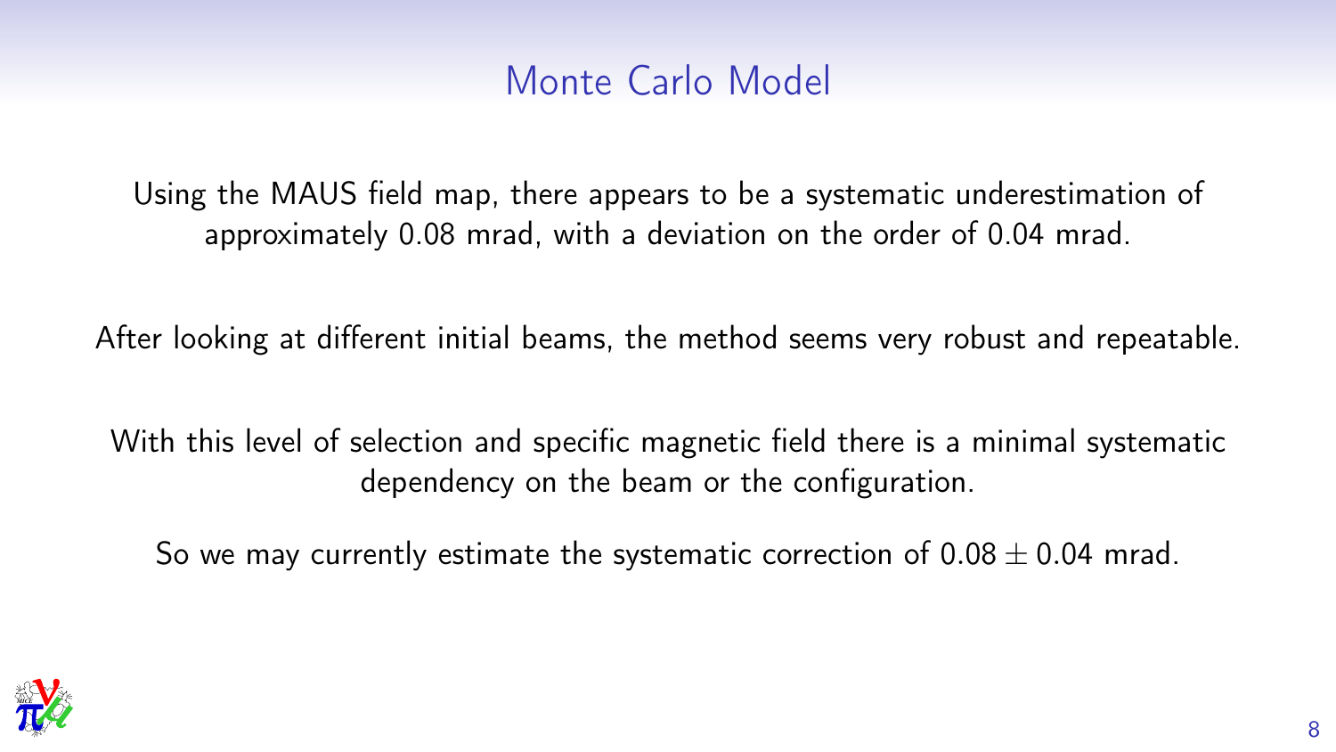# Monte Carlo Model

Using the MAUS field map, there appears to be a systematic underestimation of approximately 0.08 mrad, with a deviation on the order of 0.04 mrad.

After looking at different initial beams, the method seems very robust and repeatable.

With this level of selection and specific magnetic field there is a minimal systematic dependency on the beam or the configuration.

So we may currently estimate the systematic correction of $0.08 \pm 0.04$ mrad.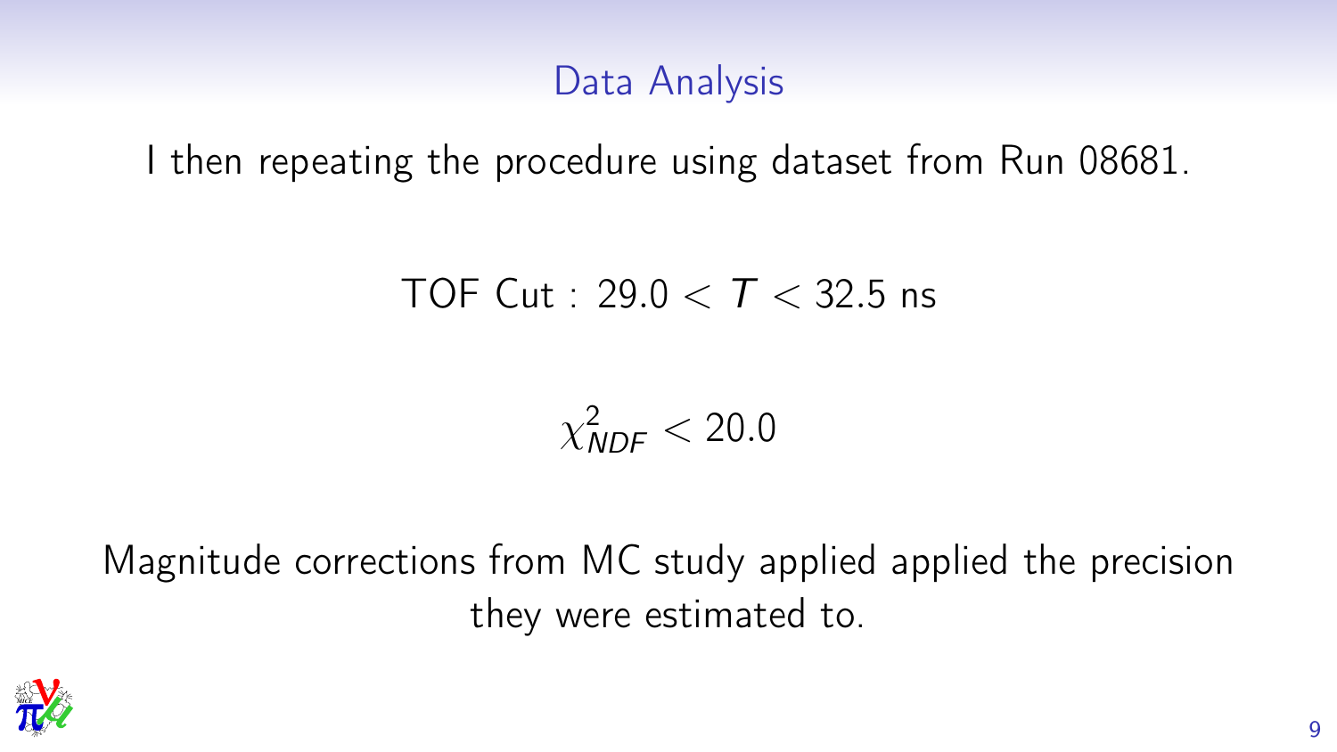# Data Analysis

I then repeating the procedure using dataset from Run 08681.

$$\text{TOF Cut}: 29.0 < T < 32.5 \text{ ns}$$

$$\chi^2_{NDF} < 20.0$$

Magnitude corrections from MC study applied applied the precision they were estimated to.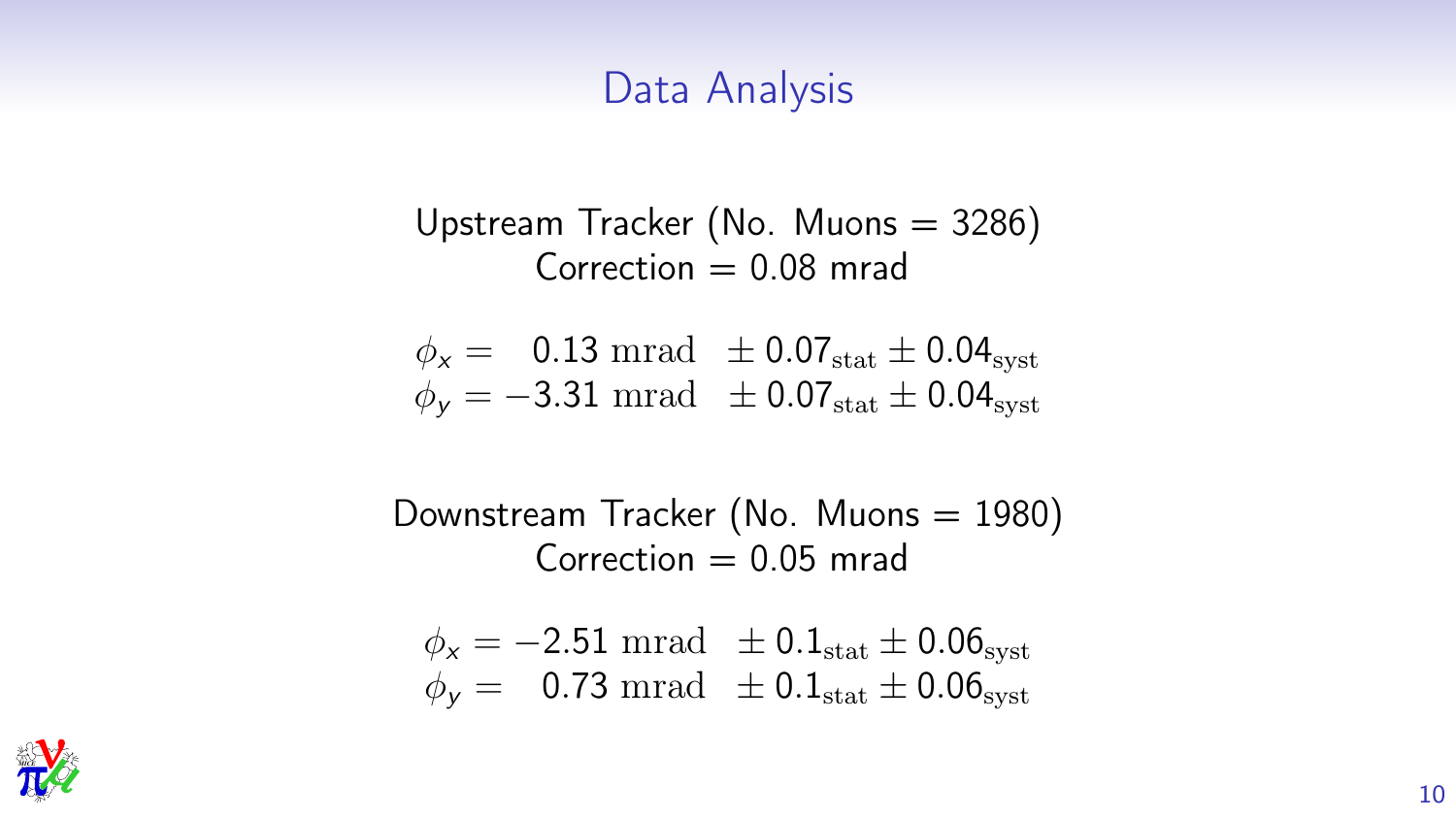# Data Analysis

Upstream Tracker (No. Muons = 3286)
Correction = 0.08 mrad

$$\phi_x = \phantom{-}0.13 \text{ mrad} \quad \pm 0.07_{\text{stat}} \pm 0.04_{\text{syst}}$$
$$\phi_y = -3.31 \text{ mrad} \quad \pm 0.07_{\text{stat}} \pm 0.04_{\text{syst}}$$

Downstream Tracker (No. Muons = 1980)
Correction = 0.05 mrad

$$\phi_x = -2.51 \text{ mrad} \quad \pm 0.1_{\text{stat}} \pm 0.06_{\text{syst}}$$
$$\phi_y = \phantom{-}0.73 \text{ mrad} \quad \pm 0.1_{\text{stat}} \pm 0.06_{\text{syst}}$$